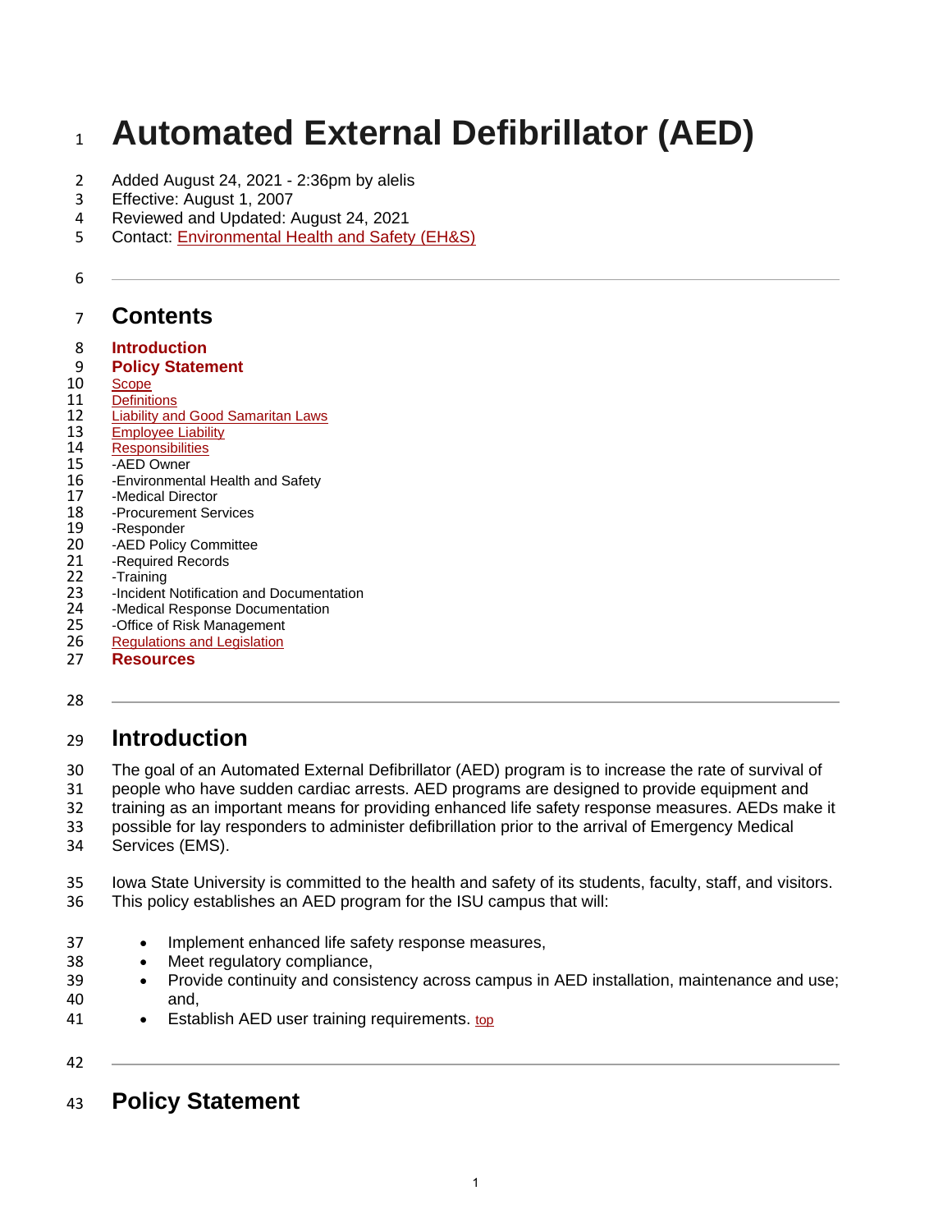# Automated External Defibrillator (AED)

Added August 24, 2021 - 2:36pm by alelis
Effective: August 1, 2007
Reviewed and Updated: August 24, 2021
Contact: Environmental Health and Safety (EH&S)

---

## Contents

**Introduction**
**Policy Statement**
Scope
Definitions
Liability and Good Samaritan Laws
Employee Liability
Responsibilities
-AED Owner
-Environmental Health and Safety
-Medical Director
-Procurement Services
-Responder
-AED Policy Committee
-Required Records
-Training
-Incident Notification and Documentation
-Medical Response Documentation
-Office of Risk Management
Regulations and Legislation
**Resources**

---

## Introduction

The goal of an Automated External Defibrillator (AED) program is to increase the rate of survival of people who have sudden cardiac arrests. AED programs are designed to provide equipment and training as an important means for providing enhanced life safety response measures. AEDs make it possible for lay responders to administer defibrillation prior to the arrival of Emergency Medical Services (EMS).

Iowa State University is committed to the health and safety of its students, faculty, staff, and visitors. This policy establishes an AED program for the ISU campus that will:

- Implement enhanced life safety response measures,
- Meet regulatory compliance,
- Provide continuity and consistency across campus in AED installation, maintenance and use; and,
- Establish AED user training requirements. top

---

## Policy Statement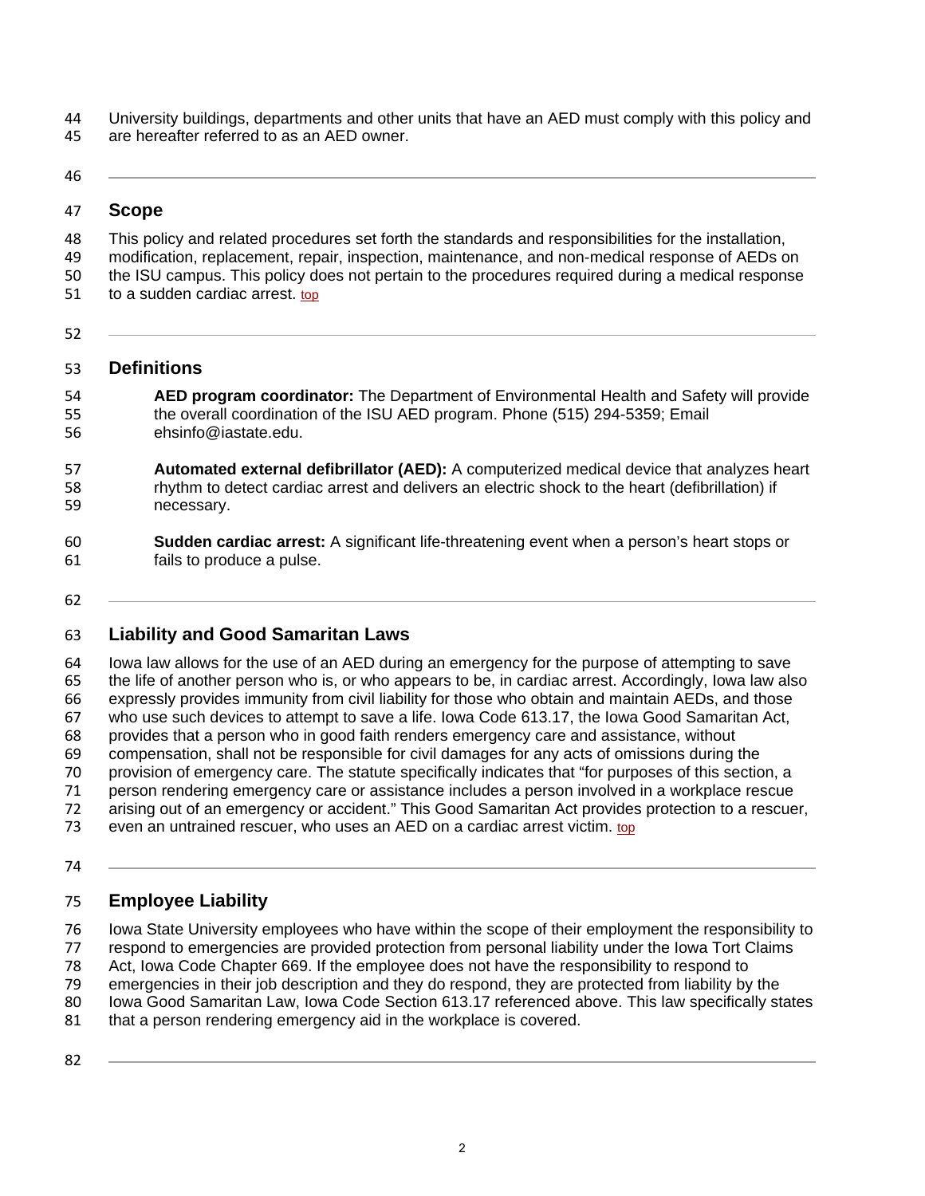University buildings, departments and other units that have an AED must comply with this policy and are hereafter referred to as an AED owner.

---

## Scope

This policy and related procedures set forth the standards and responsibilities for the installation, modification, replacement, repair, inspection, maintenance, and non-medical response of AEDs on the ISU campus. This policy does not pertain to the procedures required during a medical response to a sudden cardiac arrest. top

---

## Definitions

**AED program coordinator:** The Department of Environmental Health and Safety will provide the overall coordination of the ISU AED program. Phone (515) 294-5359; Email ehsinfo@iastate.edu.

**Automated external defibrillator (AED):** A computerized medical device that analyzes heart rhythm to detect cardiac arrest and delivers an electric shock to the heart (defibrillation) if necessary.

**Sudden cardiac arrest:** A significant life-threatening event when a person's heart stops or fails to produce a pulse.

---

## Liability and Good Samaritan Laws

Iowa law allows for the use of an AED during an emergency for the purpose of attempting to save the life of another person who is, or who appears to be, in cardiac arrest. Accordingly, Iowa law also expressly provides immunity from civil liability for those who obtain and maintain AEDs, and those who use such devices to attempt to save a life. Iowa Code 613.17, the Iowa Good Samaritan Act, provides that a person who in good faith renders emergency care and assistance, without compensation, shall not be responsible for civil damages for any acts of omissions during the provision of emergency care. The statute specifically indicates that "for purposes of this section, a person rendering emergency care or assistance includes a person involved in a workplace rescue arising out of an emergency or accident." This Good Samaritan Act provides protection to a rescuer, even an untrained rescuer, who uses an AED on a cardiac arrest victim. top

---

## Employee Liability

Iowa State University employees who have within the scope of their employment the responsibility to respond to emergencies are provided protection from personal liability under the Iowa Tort Claims Act, Iowa Code Chapter 669. If the employee does not have the responsibility to respond to emergencies in their job description and they do respond, they are protected from liability by the Iowa Good Samaritan Law, Iowa Code Section 613.17 referenced above. This law specifically states that a person rendering emergency aid in the workplace is covered.

---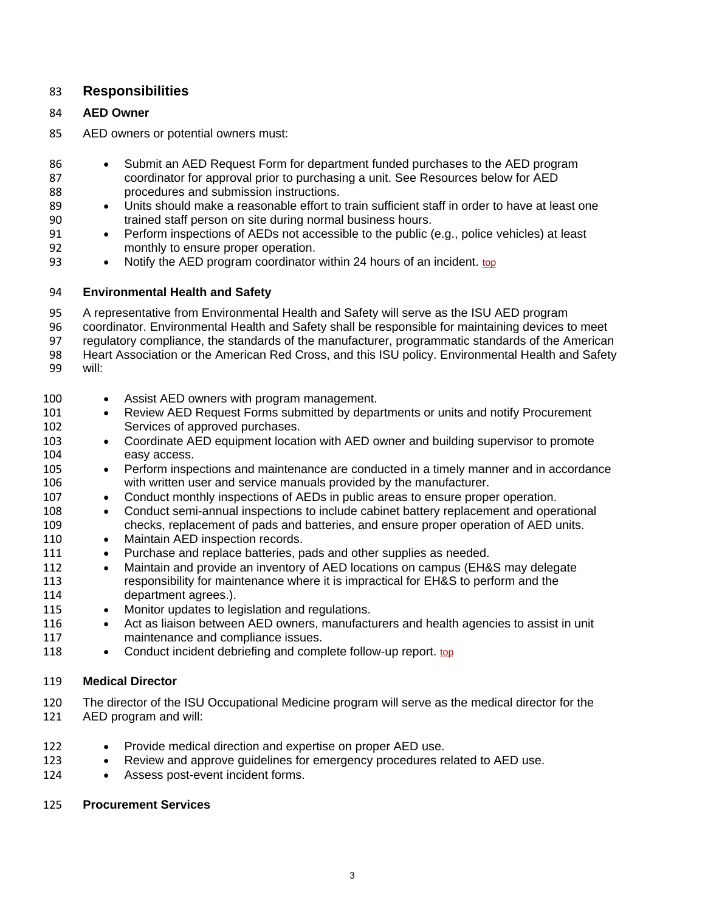## Responsibilities

### AED Owner

AED owners or potential owners must:

- Submit an AED Request Form for department funded purchases to the AED program coordinator for approval prior to purchasing a unit. See Resources below for AED procedures and submission instructions.
- Units should make a reasonable effort to train sufficient staff in order to have at least one trained staff person on site during normal business hours.
- Perform inspections of AEDs not accessible to the public (e.g., police vehicles) at least monthly to ensure proper operation.
- Notify the AED program coordinator within 24 hours of an incident. top

### Environmental Health and Safety

A representative from Environmental Health and Safety will serve as the ISU AED program coordinator. Environmental Health and Safety shall be responsible for maintaining devices to meet regulatory compliance, the standards of the manufacturer, programmatic standards of the American Heart Association or the American Red Cross, and this ISU policy. Environmental Health and Safety will:

- Assist AED owners with program management.
- Review AED Request Forms submitted by departments or units and notify Procurement Services of approved purchases.
- Coordinate AED equipment location with AED owner and building supervisor to promote easy access.
- Perform inspections and maintenance are conducted in a timely manner and in accordance with written user and service manuals provided by the manufacturer.
- Conduct monthly inspections of AEDs in public areas to ensure proper operation.
- Conduct semi-annual inspections to include cabinet battery replacement and operational checks, replacement of pads and batteries, and ensure proper operation of AED units.
- Maintain AED inspection records.
- Purchase and replace batteries, pads and other supplies as needed.
- Maintain and provide an inventory of AED locations on campus (EH&S may delegate responsibility for maintenance where it is impractical for EH&S to perform and the department agrees.).
- Monitor updates to legislation and regulations.
- Act as liaison between AED owners, manufacturers and health agencies to assist in unit maintenance and compliance issues.
- Conduct incident debriefing and complete follow-up report. top

### Medical Director

The director of the ISU Occupational Medicine program will serve as the medical director for the AED program and will:

- Provide medical direction and expertise on proper AED use.
- Review and approve guidelines for emergency procedures related to AED use.
- Assess post-event incident forms.

### Procurement Services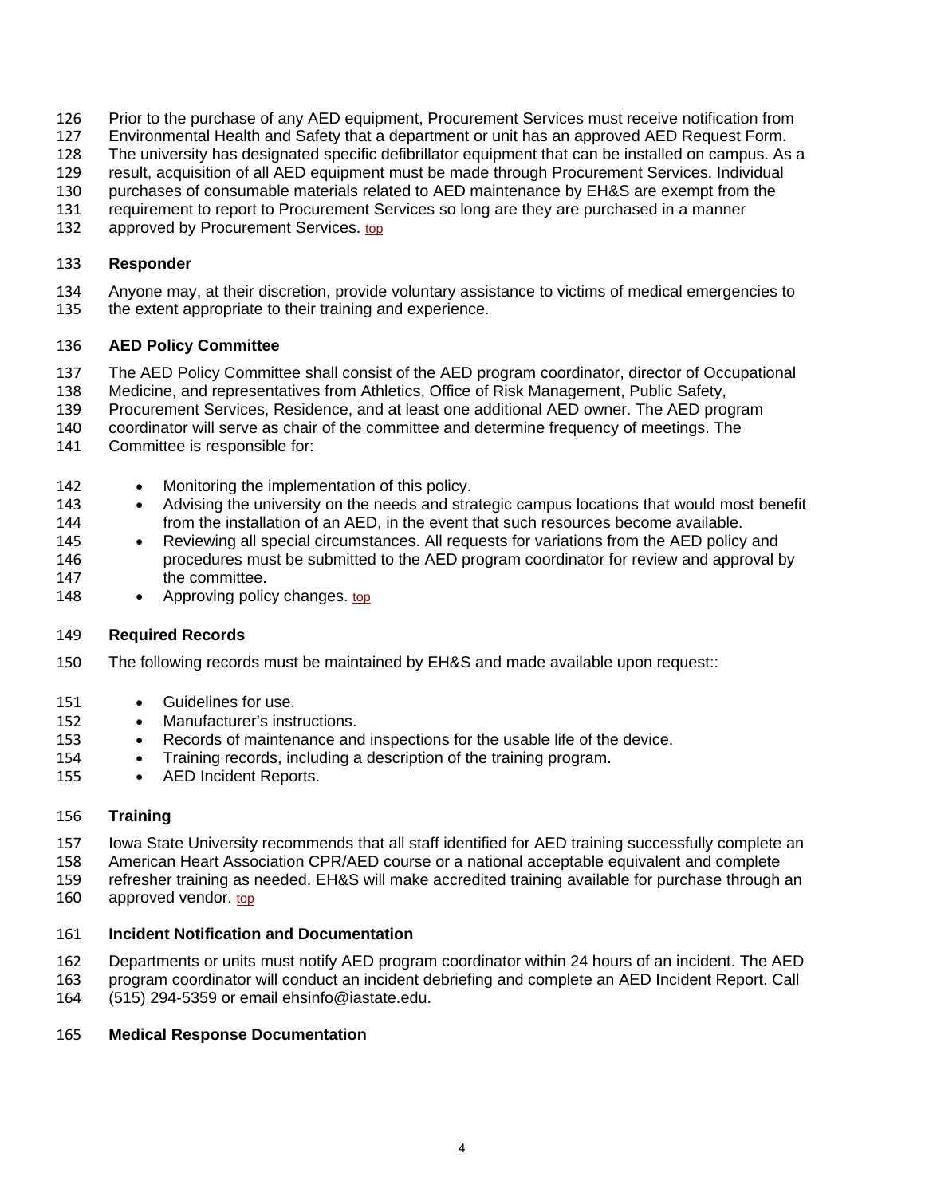Prior to the purchase of any AED equipment, Procurement Services must receive notification from Environmental Health and Safety that a department or unit has an approved AED Request Form. The university has designated specific defibrillator equipment that can be installed on campus. As a result, acquisition of all AED equipment must be made through Procurement Services. Individual purchases of consumable materials related to AED maintenance by EH&S are exempt from the requirement to report to Procurement Services so long are they are purchased in a manner approved by Procurement Services. top

**Responder**

Anyone may, at their discretion, provide voluntary assistance to victims of medical emergencies to the extent appropriate to their training and experience.

**AED Policy Committee**

The AED Policy Committee shall consist of the AED program coordinator, director of Occupational Medicine, and representatives from Athletics, Office of Risk Management, Public Safety, Procurement Services, Residence, and at least one additional AED owner. The AED program coordinator will serve as chair of the committee and determine frequency of meetings. The Committee is responsible for:

- Monitoring the implementation of this policy.
- Advising the university on the needs and strategic campus locations that would most benefit from the installation of an AED, in the event that such resources become available.
- Reviewing all special circumstances. All requests for variations from the AED policy and procedures must be submitted to the AED program coordinator for review and approval by the committee.
- Approving policy changes. top

**Required Records**

The following records must be maintained by EH&S and made available upon request::

- Guidelines for use.
- Manufacturer's instructions.
- Records of maintenance and inspections for the usable life of the device.
- Training records, including a description of the training program.
- AED Incident Reports.

**Training**

Iowa State University recommends that all staff identified for AED training successfully complete an American Heart Association CPR/AED course or a national acceptable equivalent and complete refresher training as needed. EH&S will make accredited training available for purchase through an approved vendor. top

**Incident Notification and Documentation**

Departments or units must notify AED program coordinator within 24 hours of an incident. The AED program coordinator will conduct an incident debriefing and complete an AED Incident Report. Call (515) 294-5359 or email ehsinfo@iastate.edu.

**Medical Response Documentation**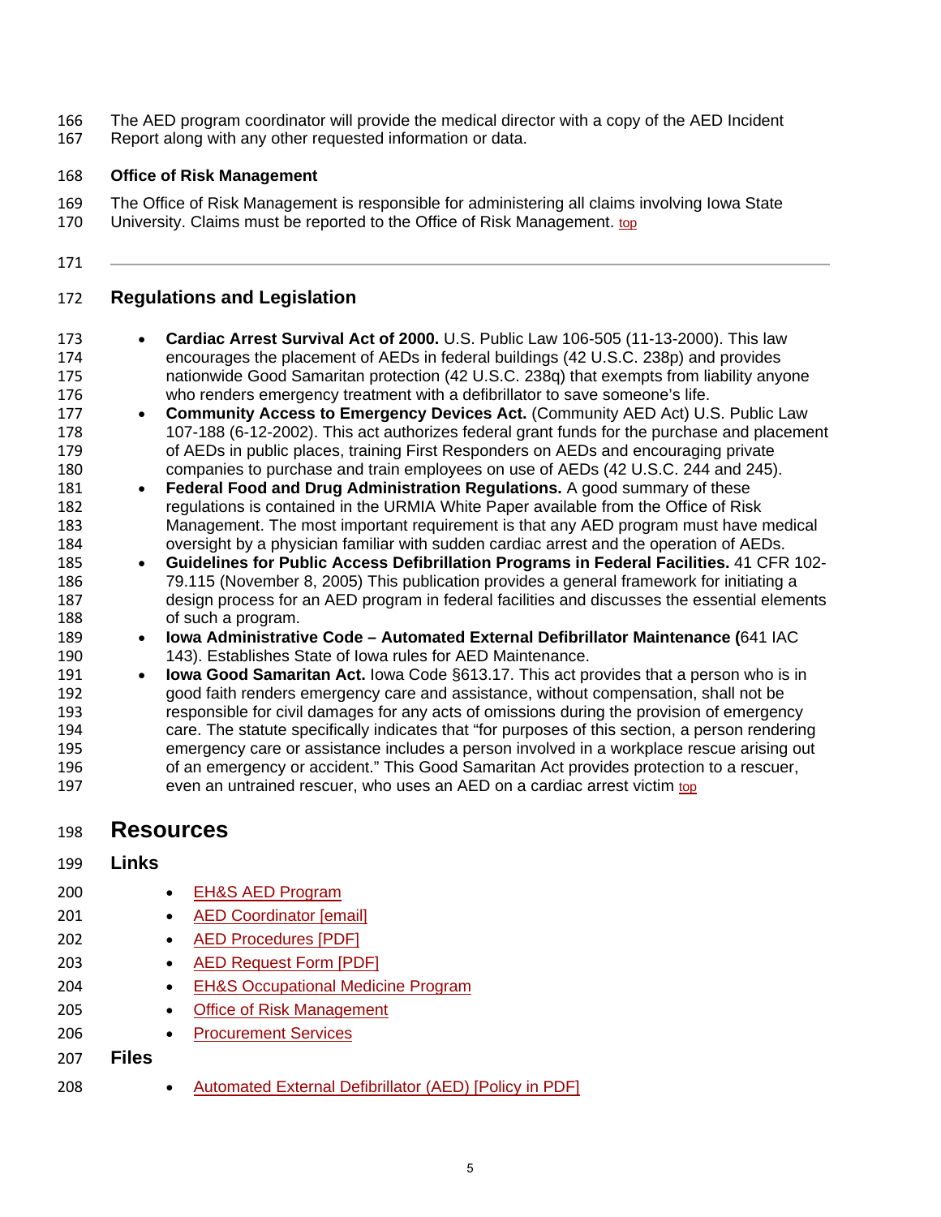The AED program coordinator will provide the medical director with a copy of the AED Incident Report along with any other requested information or data.

**Office of Risk Management**

The Office of Risk Management is responsible for administering all claims involving Iowa State University. Claims must be reported to the Office of Risk Management. top

---

## Regulations and Legislation

- **Cardiac Arrest Survival Act of 2000.** U.S. Public Law 106-505 (11-13-2000). This law encourages the placement of AEDs in federal buildings (42 U.S.C. 238p) and provides nationwide Good Samaritan protection (42 U.S.C. 238q) that exempts from liability anyone who renders emergency treatment with a defibrillator to save someone's life.
- **Community Access to Emergency Devices Act.** (Community AED Act) U.S. Public Law 107-188 (6-12-2002). This act authorizes federal grant funds for the purchase and placement of AEDs in public places, training First Responders on AEDs and encouraging private companies to purchase and train employees on use of AEDs (42 U.S.C. 244 and 245).
- **Federal Food and Drug Administration Regulations.** A good summary of these regulations is contained in the URMIA White Paper available from the Office of Risk Management. The most important requirement is that any AED program must have medical oversight by a physician familiar with sudden cardiac arrest and the operation of AEDs.
- **Guidelines for Public Access Defibrillation Programs in Federal Facilities.** 41 CFR 102-79.115 (November 8, 2005) This publication provides a general framework for initiating a design process for an AED program in federal facilities and discusses the essential elements of such a program.
- **Iowa Administrative Code – Automated External Defibrillator Maintenance (**641 IAC 143). Establishes State of Iowa rules for AED Maintenance.
- **Iowa Good Samaritan Act.** Iowa Code §613.17. This act provides that a person who is in good faith renders emergency care and assistance, without compensation, shall not be responsible for civil damages for any acts of omissions during the provision of emergency care. The statute specifically indicates that "for purposes of this section, a person rendering emergency care or assistance includes a person involved in a workplace rescue arising out of an emergency or accident." This Good Samaritan Act provides protection to a rescuer, even an untrained rescuer, who uses an AED on a cardiac arrest victim top

# Resources

### Links

- EH&S AED Program
- AED Coordinator [email]
- AED Procedures [PDF]
- AED Request Form [PDF]
- EH&S Occupational Medicine Program
- Office of Risk Management
- Procurement Services

### Files

- Automated External Defibrillator (AED) [Policy in PDF]